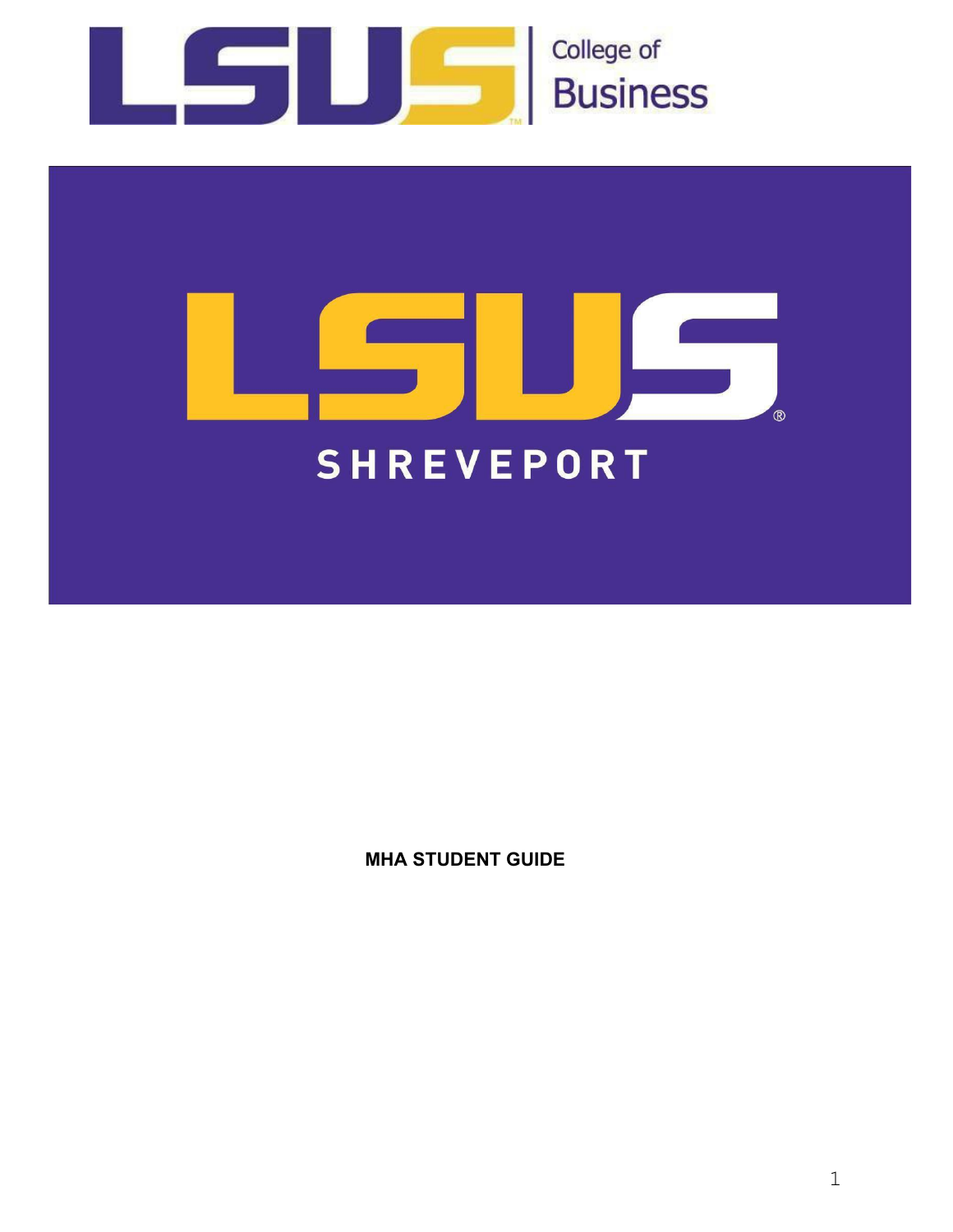LSUS | College of Business

LSUS

SHREVEPORT

**MHA STUDENT GUIDE**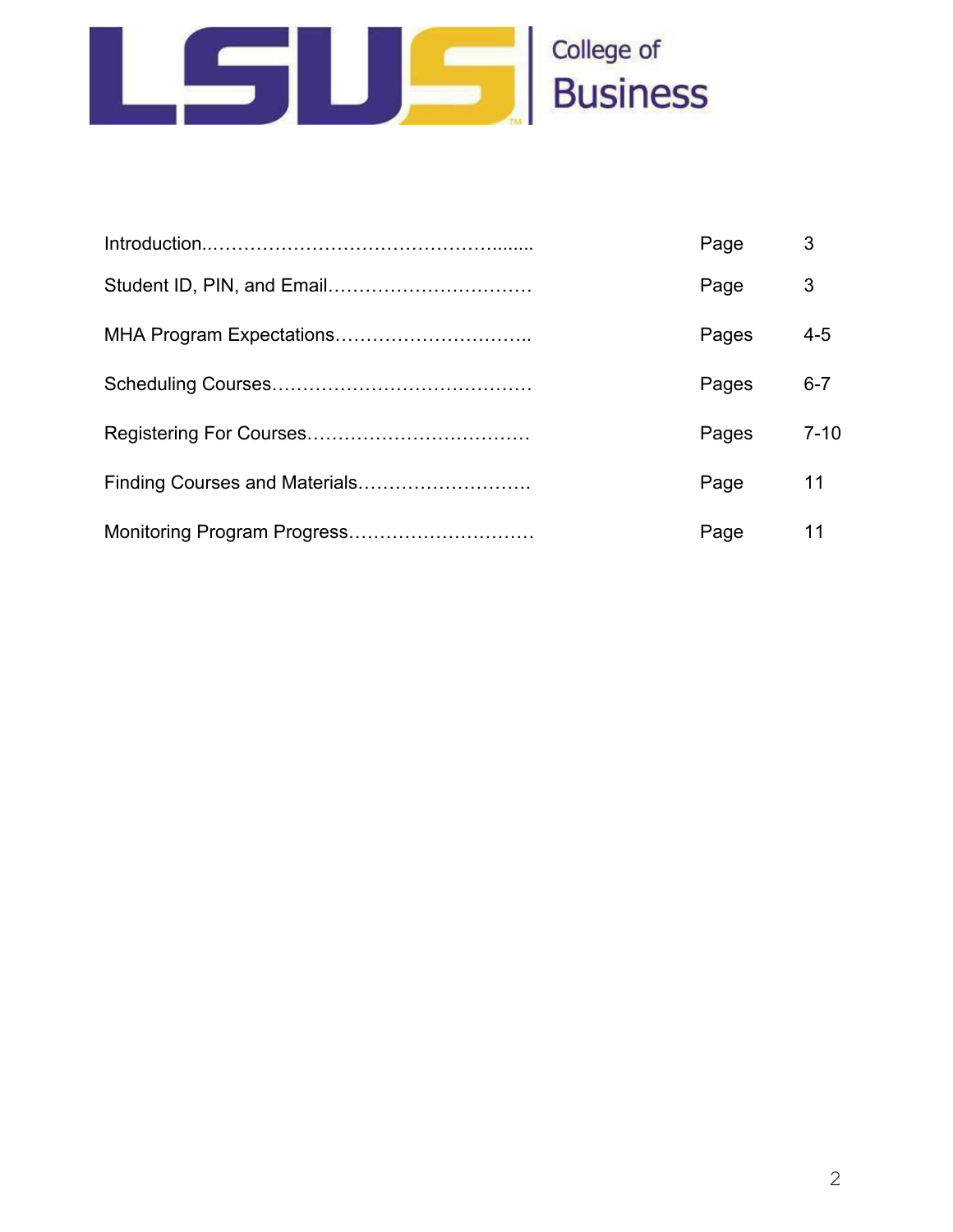LSUS College of Business

| | | |
|---|---|---|
| Introduction…………………………………………....... | Page | 3 |
| Student ID, PIN, and Email…………………………… | Page | 3 |
| MHA Program Expectations………………………….. | Pages | 4-5 |
| Scheduling Courses…………………………………… | Pages | 6-7 |
| Registering For Courses……………………………… | Pages | 7-10 |
| Finding Courses and Materials………………………. | Page | 11 |
| Monitoring Program Progress………………………… | Page | 11 |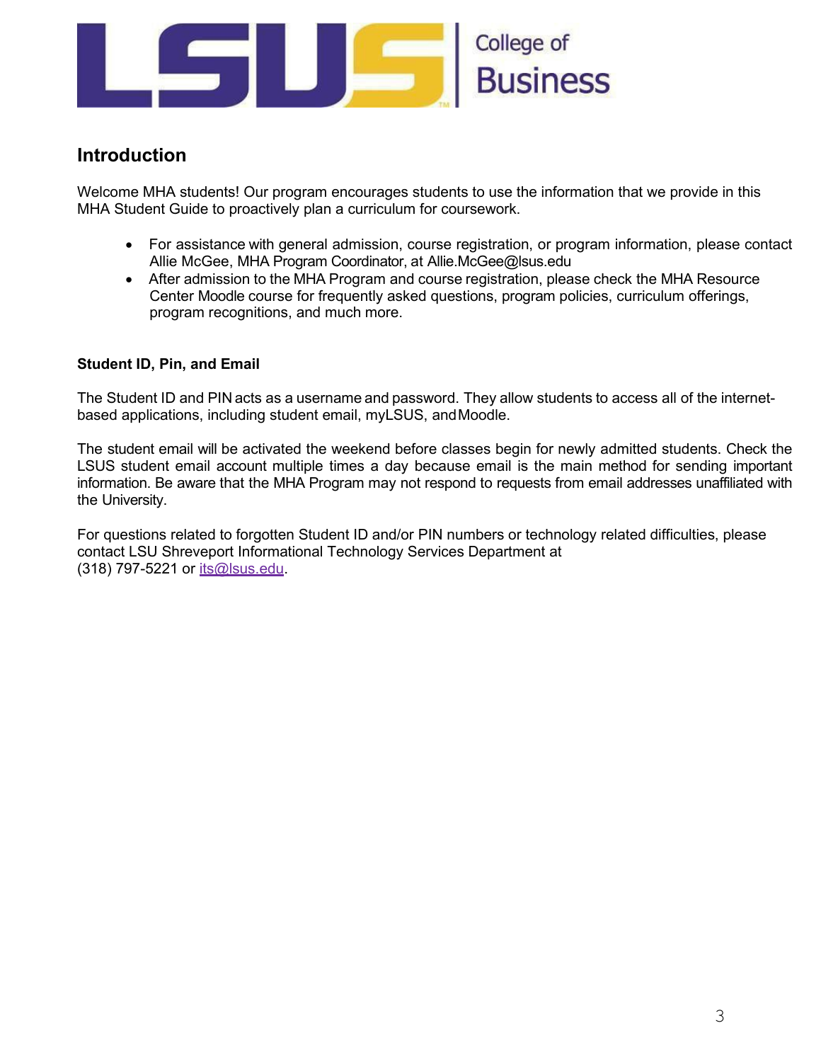## Introduction

Welcome MHA students! Our program encourages students to use the information that we provide in this MHA Student Guide to proactively plan a curriculum for coursework.

- For assistance with general admission, course registration, or program information, please contact Allie McGee, MHA Program Coordinator, at Allie.McGee@lsus.edu
- After admission to the MHA Program and course registration, please check the MHA Resource Center Moodle course for frequently asked questions, program policies, curriculum offerings, program recognitions, and much more.

### Student ID, Pin, and Email

The Student ID and PIN acts as a username and password. They allow students to access all of the internet-based applications, including student email, myLSUS, and Moodle.

The student email will be activated the weekend before classes begin for newly admitted students. Check the LSUS student email account multiple times a day because email is the main method for sending important information. Be aware that the MHA Program may not respond to requests from email addresses unaffiliated with the University.

For questions related to forgotten Student ID and/or PIN numbers or technology related difficulties, please contact LSU Shreveport Informational Technology Services Department at (318) 797-5221 or its@lsus.edu.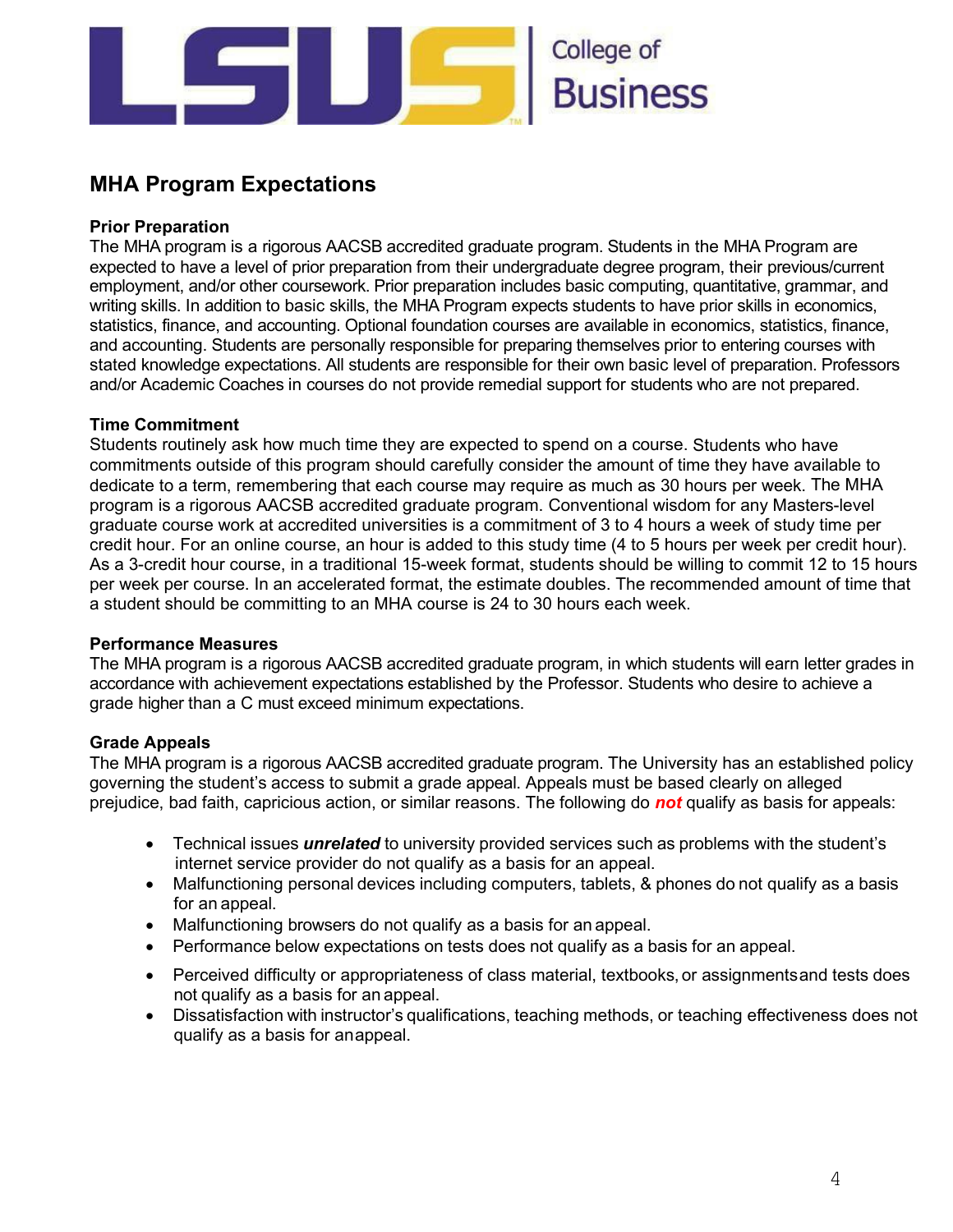## MHA Program Expectations

### Prior Preparation

The MHA program is a rigorous AACSB accredited graduate program. Students in the MHA Program are expected to have a level of prior preparation from their undergraduate degree program, their previous/current employment, and/or other coursework. Prior preparation includes basic computing, quantitative, grammar, and writing skills. In addition to basic skills, the MHA Program expects students to have prior skills in economics, statistics, finance, and accounting. Optional foundation courses are available in economics, statistics, finance, and accounting. Students are personally responsible for preparing themselves prior to entering courses with stated knowledge expectations. All students are responsible for their own basic level of preparation. Professors and/or Academic Coaches in courses do not provide remedial support for students who are not prepared.

### Time Commitment

Students routinely ask how much time they are expected to spend on a course. Students who have commitments outside of this program should carefully consider the amount of time they have available to dedicate to a term, remembering that each course may require as much as 30 hours per week. The MHA program is a rigorous AACSB accredited graduate program. Conventional wisdom for any Masters-level graduate course work at accredited universities is a commitment of 3 to 4 hours a week of study time per credit hour. For an online course, an hour is added to this study time (4 to 5 hours per week per credit hour). As a 3-credit hour course, in a traditional 15-week format, students should be willing to commit 12 to 15 hours per week per course. In an accelerated format, the estimate doubles. The recommended amount of time that a student should be committing to an MHA course is 24 to 30 hours each week.

### Performance Measures

The MHA program is a rigorous AACSB accredited graduate program, in which students will earn letter grades in accordance with achievement expectations established by the Professor. Students who desire to achieve a grade higher than a C must exceed minimum expectations.

### Grade Appeals

The MHA program is a rigorous AACSB accredited graduate program. The University has an established policy governing the student's access to submit a grade appeal. Appeals must be based clearly on alleged prejudice, bad faith, capricious action, or similar reasons. The following do ***not*** qualify as basis for appeals:

- Technical issues ***unrelated*** to university provided services such as problems with the student's internet service provider do not qualify as a basis for an appeal.
- Malfunctioning personal devices including computers, tablets, & phones do not qualify as a basis for an appeal.
- Malfunctioning browsers do not qualify as a basis for an appeal.
- Performance below expectations on tests does not qualify as a basis for an appeal.
- Perceived difficulty or appropriateness of class material, textbooks, or assignmentsand tests does not qualify as a basis for an appeal.
- Dissatisfaction with instructor's qualifications, teaching methods, or teaching effectiveness does not qualify as a basis for anappeal.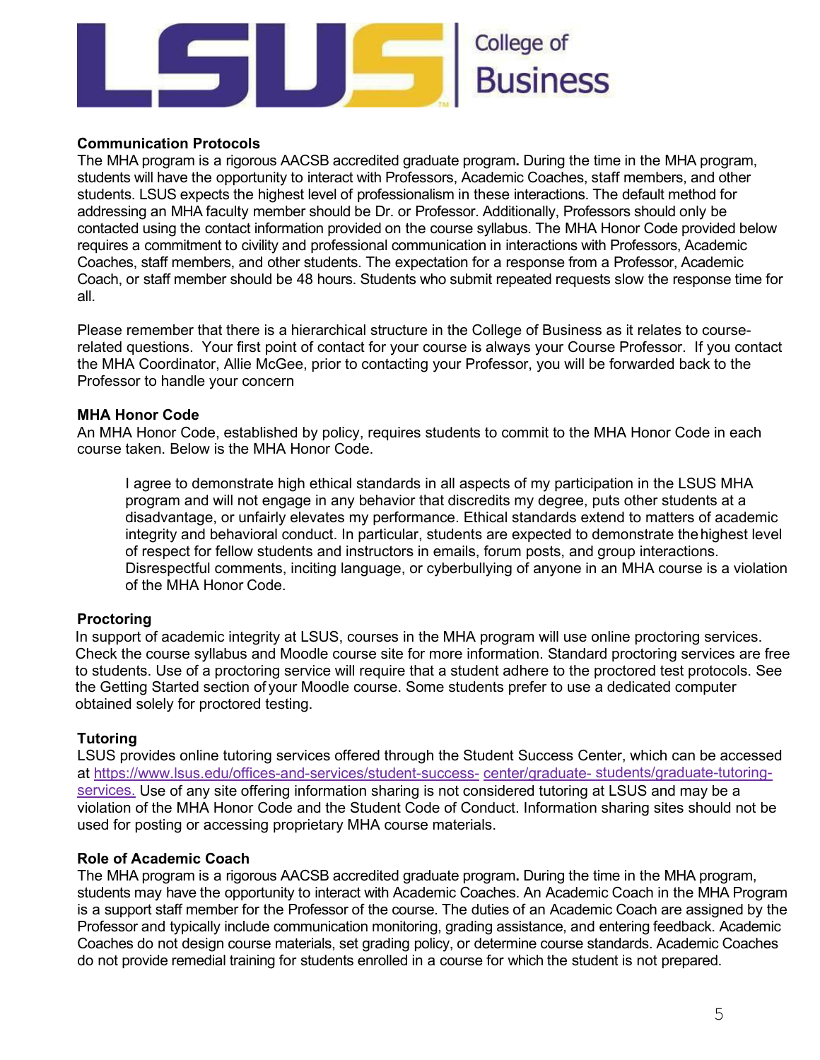**Communication Protocols**

The MHA program is a rigorous AACSB accredited graduate program**.** During the time in the MHA program, students will have the opportunity to interact with Professors, Academic Coaches, staff members, and other students. LSUS expects the highest level of professionalism in these interactions. The default method for addressing an MHA faculty member should be Dr. or Professor. Additionally, Professors should only be contacted using the contact information provided on the course syllabus. The MHA Honor Code provided below requires a commitment to civility and professional communication in interactions with Professors, Academic Coaches, staff members, and other students. The expectation for a response from a Professor, Academic Coach, or staff member should be 48 hours. Students who submit repeated requests slow the response time for all.

Please remember that there is a hierarchical structure in the College of Business as it relates to course-related questions. Your first point of contact for your course is always your Course Professor. If you contact the MHA Coordinator, Allie McGee, prior to contacting your Professor, you will be forwarded back to the Professor to handle your concern

**MHA Honor Code**

An MHA Honor Code, established by policy, requires students to commit to the MHA Honor Code in each course taken. Below is the MHA Honor Code.

> I agree to demonstrate high ethical standards in all aspects of my participation in the LSUS MHA program and will not engage in any behavior that discredits my degree, puts other students at a disadvantage, or unfairly elevates my performance. Ethical standards extend to matters of academic integrity and behavioral conduct. In particular, students are expected to demonstrate the highest level of respect for fellow students and instructors in emails, forum posts, and group interactions. Disrespectful comments, inciting language, or cyberbullying of anyone in an MHA course is a violation of the MHA Honor Code.

**Proctoring**

In support of academic integrity at LSUS, courses in the MHA program will use online proctoring services. Check the course syllabus and Moodle course site for more information. Standard proctoring services are free to students. Use of a proctoring service will require that a student adhere to the proctored test protocols. See the Getting Started section of your Moodle course. Some students prefer to use a dedicated computer obtained solely for proctored testing.

**Tutoring**

LSUS provides online tutoring services offered through the Student Success Center, which can be accessed at https://www.lsus.edu/offices-and-services/student-success-center/graduate-students/graduate-tutoring-services. Use of any site offering information sharing is not considered tutoring at LSUS and may be a violation of the MHA Honor Code and the Student Code of Conduct. Information sharing sites should not be used for posting or accessing proprietary MHA course materials.

**Role of Academic Coach**

The MHA program is a rigorous AACSB accredited graduate program**.** During the time in the MHA program, students may have the opportunity to interact with Academic Coaches. An Academic Coach in the MHA Program is a support staff member for the Professor of the course. The duties of an Academic Coach are assigned by the Professor and typically include communication monitoring, grading assistance, and entering feedback. Academic Coaches do not design course materials, set grading policy, or determine course standards. Academic Coaches do not provide remedial training for students enrolled in a course for which the student is not prepared.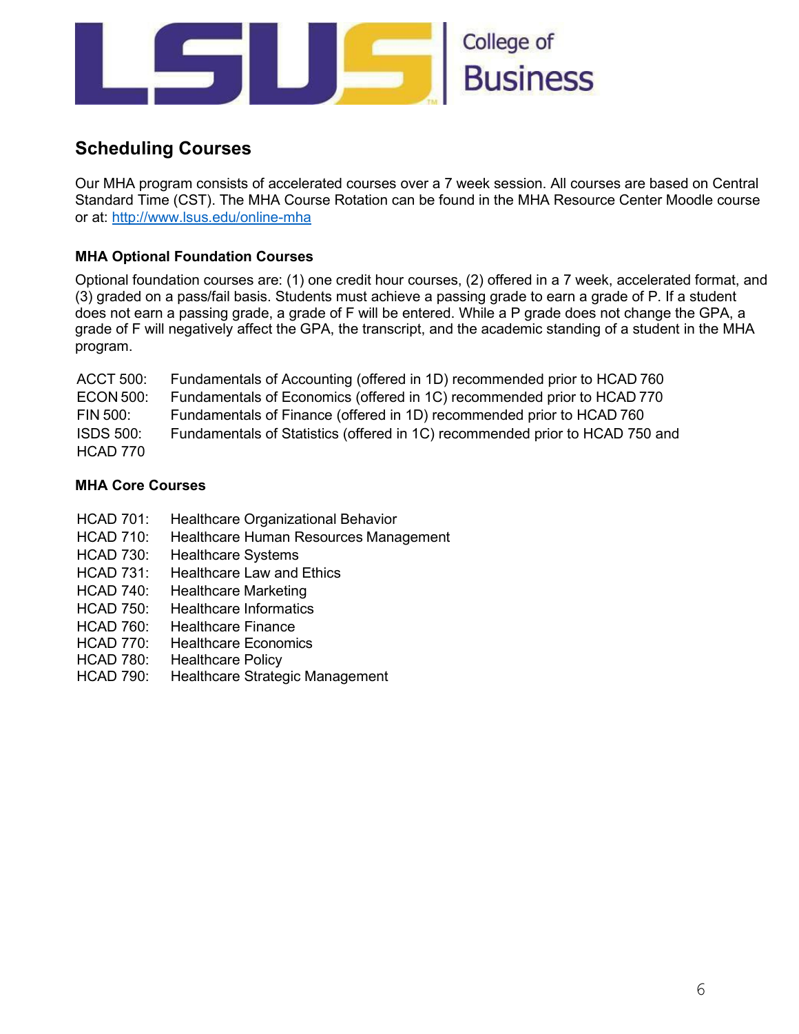## Scheduling Courses

Our MHA program consists of accelerated courses over a 7 week session. All courses are based on Central Standard Time (CST). The MHA Course Rotation can be found in the MHA Resource Center Moodle course or at: [http://www.lsus.edu/online-mha](http://www.lsus.edu/online-mha)

### MHA Optional Foundation Courses

Optional foundation courses are: (1) one credit hour courses, (2) offered in a 7 week, accelerated format, and (3) graded on a pass/fail basis. Students must achieve a passing grade to earn a grade of P. If a student does not earn a passing grade, a grade of F will be entered. While a P grade does not change the GPA, a grade of F will negatively affect the GPA, the transcript, and the academic standing of a student in the MHA program.

ACCT 500: Fundamentals of Accounting (offered in 1D) recommended prior to HCAD 760
ECON 500: Fundamentals of Economics (offered in 1C) recommended prior to HCAD 770
FIN 500: Fundamentals of Finance (offered in 1D) recommended prior to HCAD 760
ISDS 500: Fundamentals of Statistics (offered in 1C) recommended prior to HCAD 750 and HCAD 770

### MHA Core Courses

HCAD 701: Healthcare Organizational Behavior
HCAD 710: Healthcare Human Resources Management
HCAD 730: Healthcare Systems
HCAD 731: Healthcare Law and Ethics
HCAD 740: Healthcare Marketing
HCAD 750: Healthcare Informatics
HCAD 760: Healthcare Finance
HCAD 770: Healthcare Economics
HCAD 780: Healthcare Policy
HCAD 790: Healthcare Strategic Management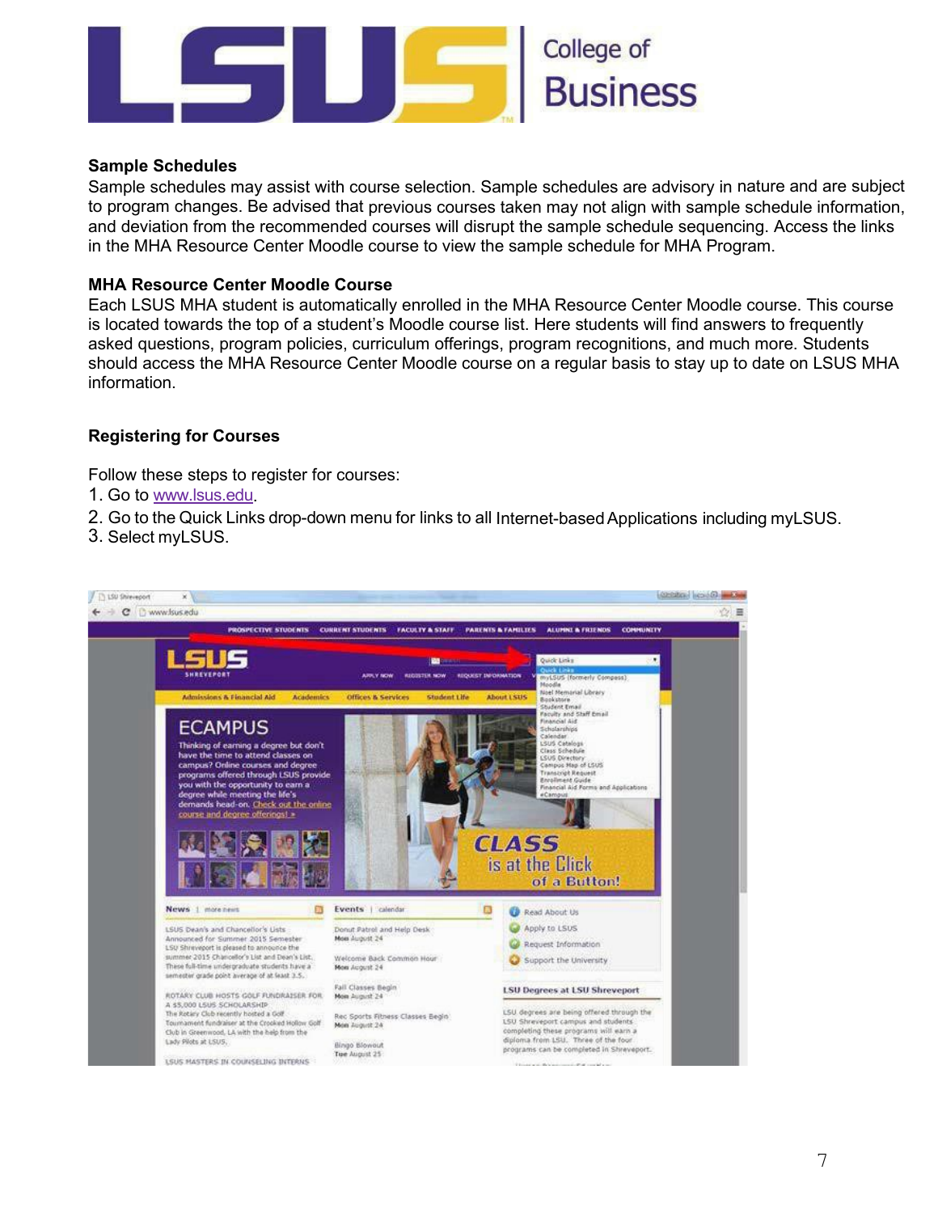## Sample Schedules

Sample schedules may assist with course selection. Sample schedules are advisory in nature and are subject to program changes. Be advised that previous courses taken may not align with sample schedule information, and deviation from the recommended courses will disrupt the sample schedule sequencing. Access the links in the MHA Resource Center Moodle course to view the sample schedule for MHA Program.

## MHA Resource Center Moodle Course

Each LSUS MHA student is automatically enrolled in the MHA Resource Center Moodle course. This course is located towards the top of a student's Moodle course list. Here students will find answers to frequently asked questions, program policies, curriculum offerings, program recognitions, and much more. Students should access the MHA Resource Center Moodle course on a regular basis to stay up to date on LSUS MHA information.

## Registering for Courses

Follow these steps to register for courses:

1. Go to [www.lsus.edu](http://www.lsus.edu).
2. Go to the Quick Links drop-down menu for links to all Internet-based Applications including myLSUS.
3. Select myLSUS.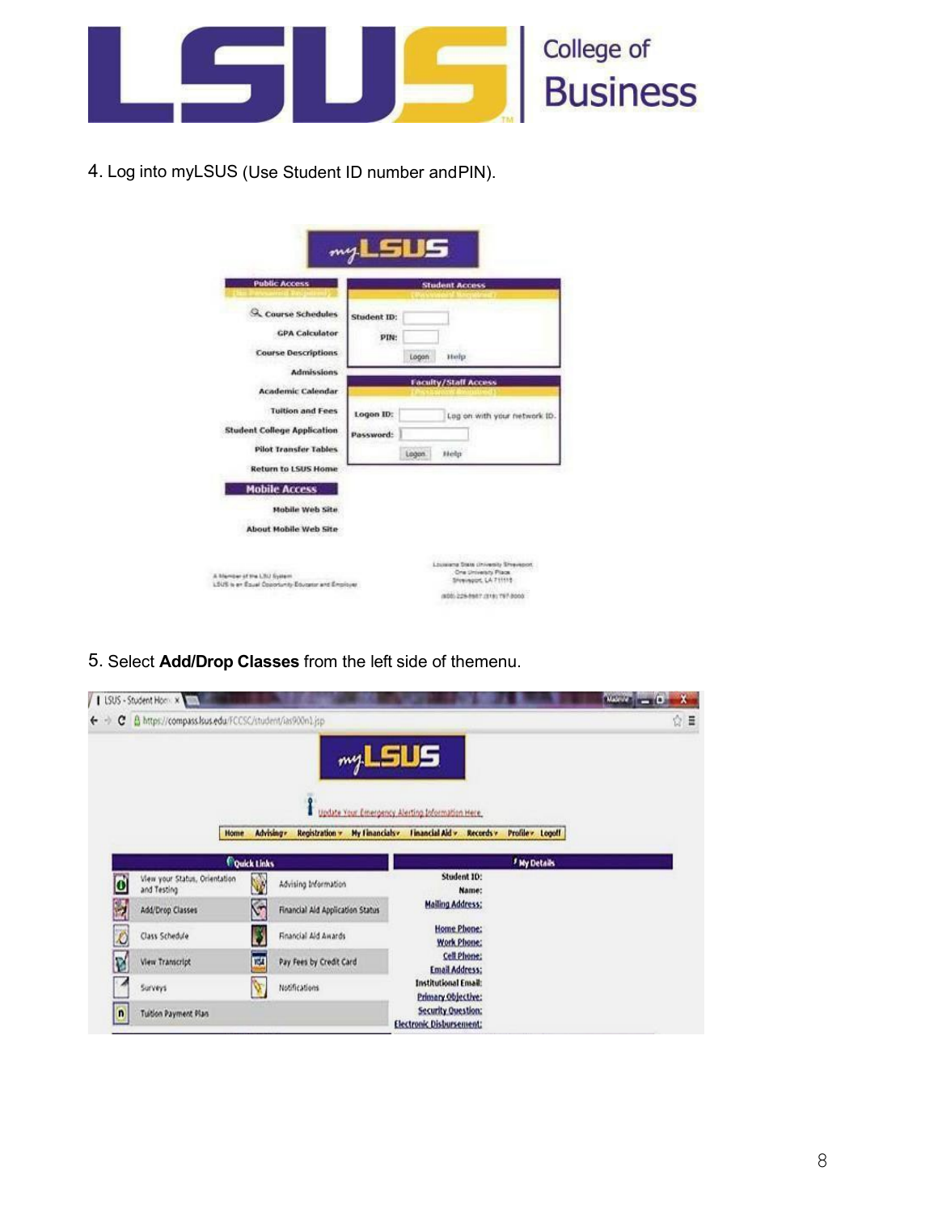4. Log into myLSUS (Use Student ID number andPIN).

5. Select **Add/Drop Classes** from the left side of themenu.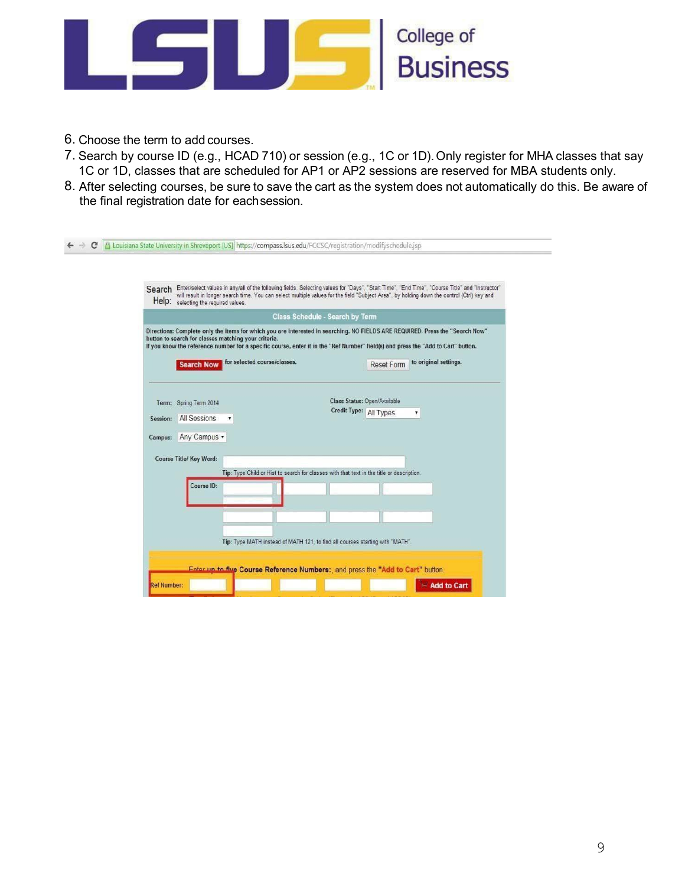6. Choose the term to add courses.
7. Search by course ID (e.g., HCAD 710) or session (e.g., 1C or 1D). Only register for MHA classes that say 1C or 1D, classes that are scheduled for AP1 or AP2 sessions are reserved for MBA students only.
8. After selecting courses, be sure to save the cart as the system does not automatically do this. Be aware of the final registration date for each session.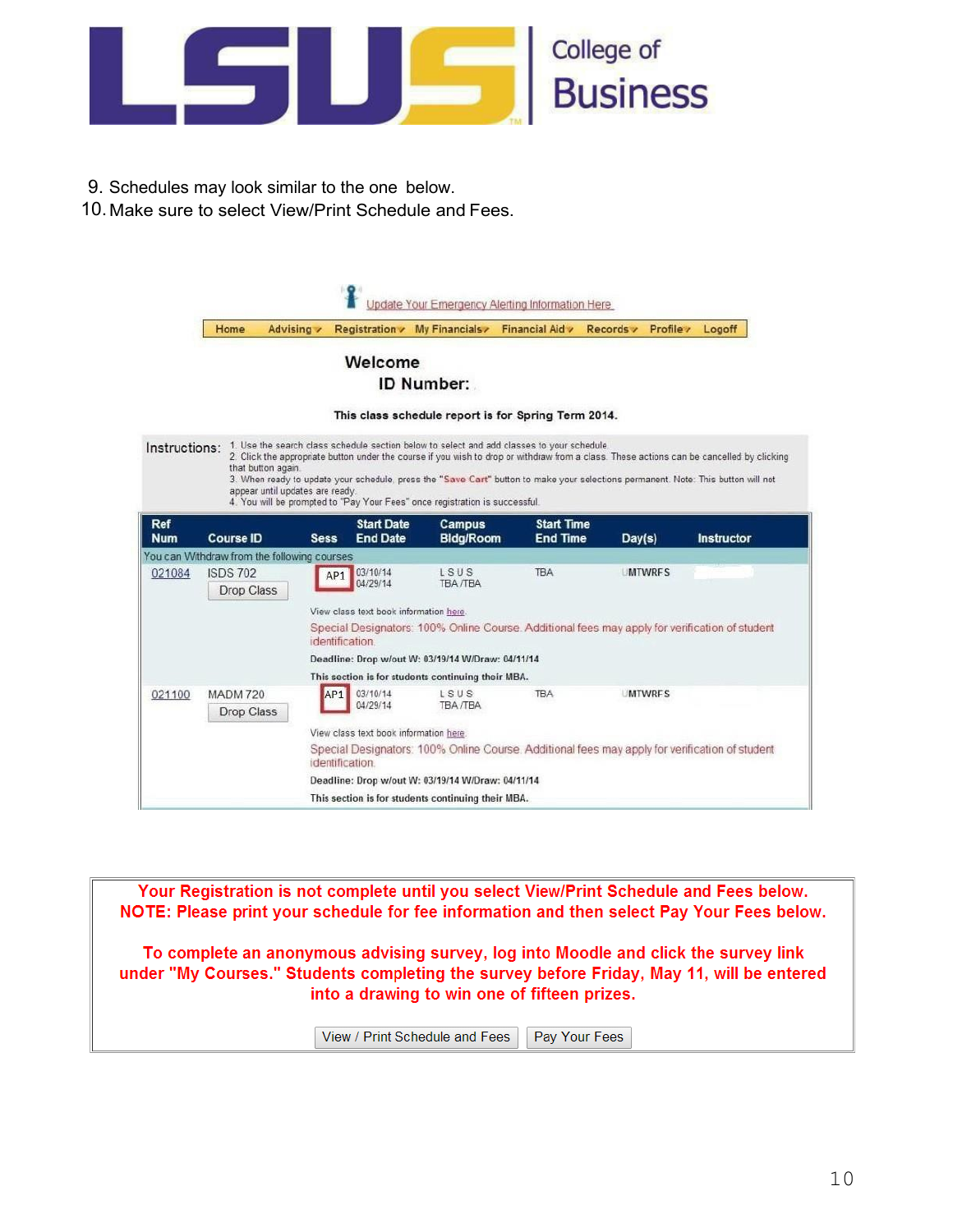9. Schedules may look similar to the one below.
10. Make sure to select View/Print Schedule and Fees.

Update Your Emergency Alerting Information Here

Home | Advising | Registration | My Financials | Financial Aid | Records | Profile | Logoff

**Welcome**

**ID Number:**

**This class schedule report is for Spring Term 2014.**

Instructions:
1. Use the search class schedule section below to select and add classes to your schedule.
2. Click the appropriate button under the course if you wish to drop or withdraw from a class. These actions can be cancelled by clicking that button again.
3. When ready to update your schedule, press the "Save Cart" button to make your selections permanent. Note: This button will not appear until updates are ready.
4. You will be prompted to "Pay Your Fees" once registration is successful.

| Ref Num | Course ID | Sess | Start Date / End Date | Campus Bldg/Room | Start Time / End Time | Day(s) | Instructor |
|---|---|---|---|---|---|---|---|
| You can Withdraw from the following courses | | | | | | | |
| 021084 | ISDS 702 (Drop Class) | AP1 | 03/10/14 / 04/29/14 | L S U S / TBA /TBA | TBA | UMTWRFS | |
| | | View class text book information here. Special Designators: 100% Online Course. Additional fees may apply for verification of student identification. **Deadline: Drop w/out W: 03/19/14 W/Draw: 04/11/14** **This section is for students continuing their MBA.** | | | | | |
| 021100 | MADM 720 (Drop Class) | AP1 | 03/10/14 / 04/29/14 | L S U S / TBA /TBA | TBA | UMTWRFS | |
| | | View class text book information here. Special Designators: 100% Online Course. Additional fees may apply for verification of student identification. **Deadline: Drop w/out W: 03/19/14 W/Draw: 04/11/14** **This section is for students continuing their MBA.** | | | | | |

**Your Registration is not complete until you select View/Print Schedule and Fees below.**
**NOTE: Please print your schedule for fee information and then select Pay Your Fees below.**

**To complete an anonymous advising survey, log into Moodle and click the survey link under "My Courses." Students completing the survey before Friday, May 11, will be entered into a drawing to win one of fifteen prizes.**

View / Print Schedule and Fees | Pay Your Fees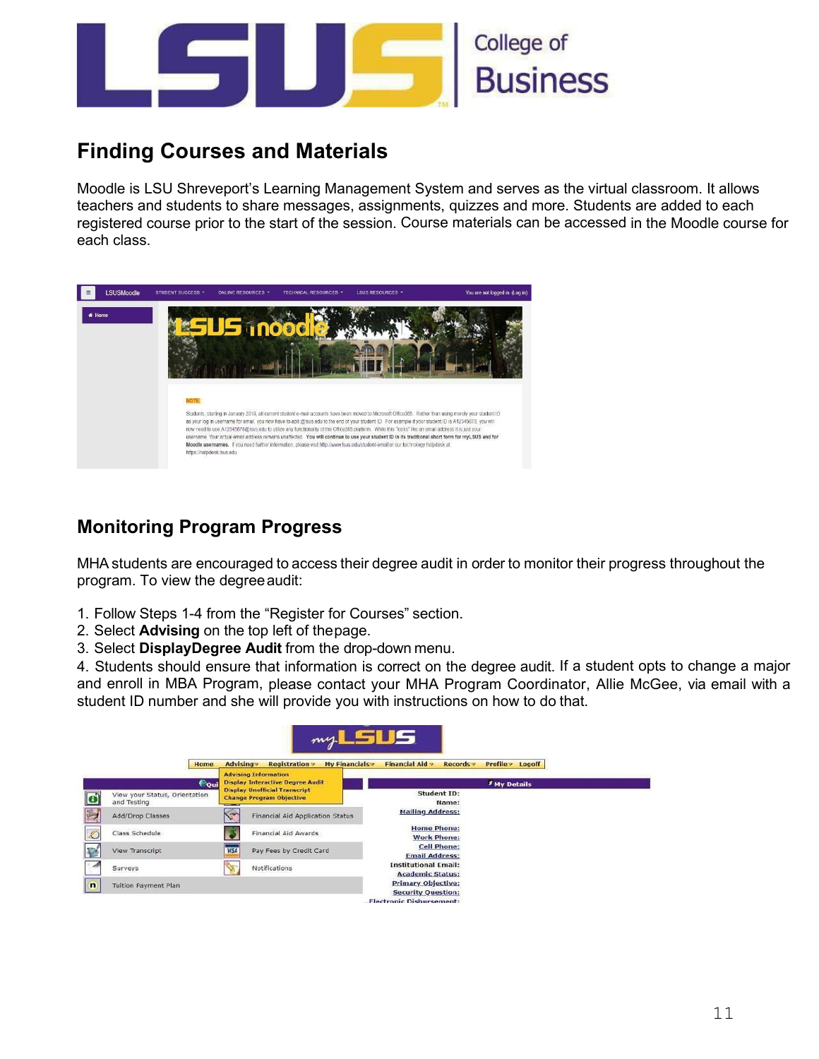# Finding Courses and Materials

Moodle is LSU Shreveport's Learning Management System and serves as the virtual classroom. It allows teachers and students to share messages, assignments, quizzes and more. Students are added to each registered course prior to the start of the session. Course materials can be accessed in the Moodle course for each class.

## Monitoring Program Progress

MHA students are encouraged to access their degree audit in order to monitor their progress throughout the program. To view the degree audit:

1. Follow Steps 1-4 from the "Register for Courses" section.
2. Select **Advising** on the top left of the page.
3. Select **DisplayDegree Audit** from the drop-down menu.
4. Students should ensure that information is correct on the degree audit. If a student opts to change a major and enroll in MBA Program, please contact your MHA Program Coordinator, Allie McGee, via email with a student ID number and she will provide you with instructions on how to do that.